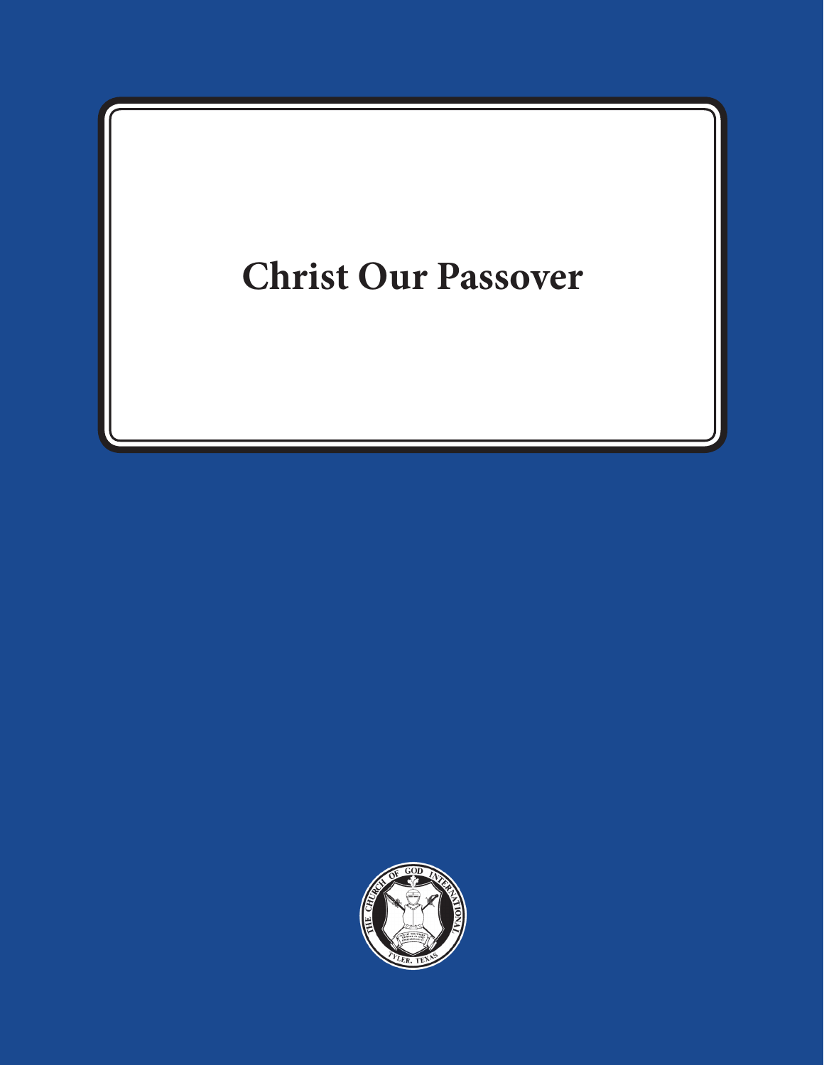# Christ Our Passover

THE CHURCH OF GOD INTERNATIONAL

TYLER, TEXAS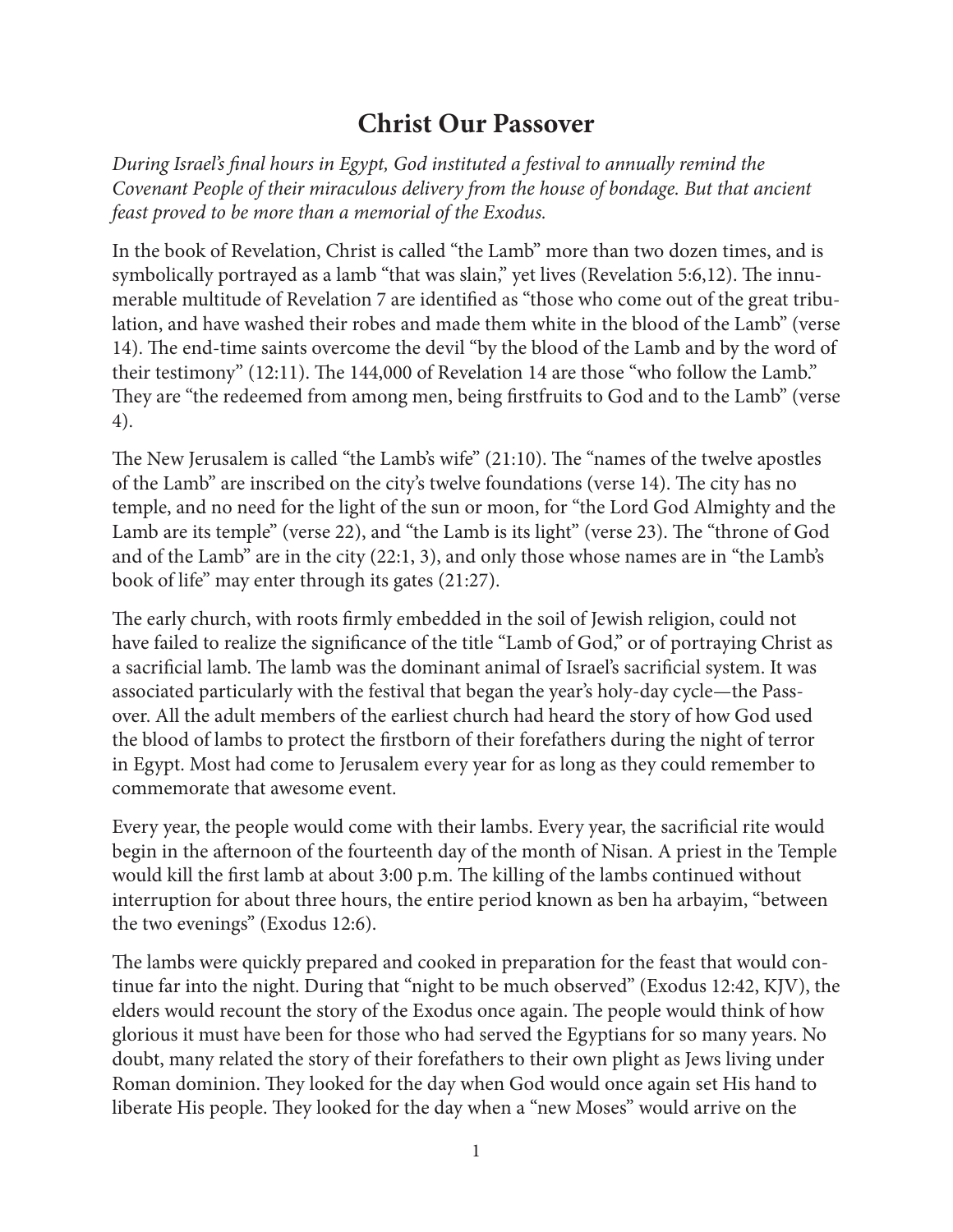# Christ Our Passover

*During Israel's final hours in Egypt, God instituted a festival to annually remind the Covenant People of their miraculous delivery from the house of bondage. But that ancient feast proved to be more than a memorial of the Exodus.*

In the book of Revelation, Christ is called "the Lamb" more than two dozen times, and is symbolically portrayed as a lamb "that was slain," yet lives (Revelation 5:6,12). The innumerable multitude of Revelation 7 are identified as "those who come out of the great tribulation, and have washed their robes and made them white in the blood of the Lamb" (verse 14). The end-time saints overcome the devil "by the blood of the Lamb and by the word of their testimony" (12:11). The 144,000 of Revelation 14 are those "who follow the Lamb." They are "the redeemed from among men, being firstfruits to God and to the Lamb" (verse 4).

The New Jerusalem is called "the Lamb's wife" (21:10). The "names of the twelve apostles of the Lamb" are inscribed on the city's twelve foundations (verse 14). The city has no temple, and no need for the light of the sun or moon, for "the Lord God Almighty and the Lamb are its temple" (verse 22), and "the Lamb is its light" (verse 23). The "throne of God and of the Lamb" are in the city (22:1, 3), and only those whose names are in "the Lamb's book of life" may enter through its gates (21:27).

The early church, with roots firmly embedded in the soil of Jewish religion, could not have failed to realize the significance of the title "Lamb of God," or of portraying Christ as a sacrificial lamb. The lamb was the dominant animal of Israel's sacrificial system. It was associated particularly with the festival that began the year's holy-day cycle—the Passover. All the adult members of the earliest church had heard the story of how God used the blood of lambs to protect the firstborn of their forefathers during the night of terror in Egypt. Most had come to Jerusalem every year for as long as they could remember to commemorate that awesome event.

Every year, the people would come with their lambs. Every year, the sacrificial rite would begin in the afternoon of the fourteenth day of the month of Nisan. A priest in the Temple would kill the first lamb at about 3:00 p.m. The killing of the lambs continued without interruption for about three hours, the entire period known as ben ha arbayim, "between the two evenings" (Exodus 12:6).

The lambs were quickly prepared and cooked in preparation for the feast that would continue far into the night. During that "night to be much observed" (Exodus 12:42, KJV), the elders would recount the story of the Exodus once again. The people would think of how glorious it must have been for those who had served the Egyptians for so many years. No doubt, many related the story of their forefathers to their own plight as Jews living under Roman dominion. They looked for the day when God would once again set His hand to liberate His people. They looked for the day when a "new Moses" would arrive on the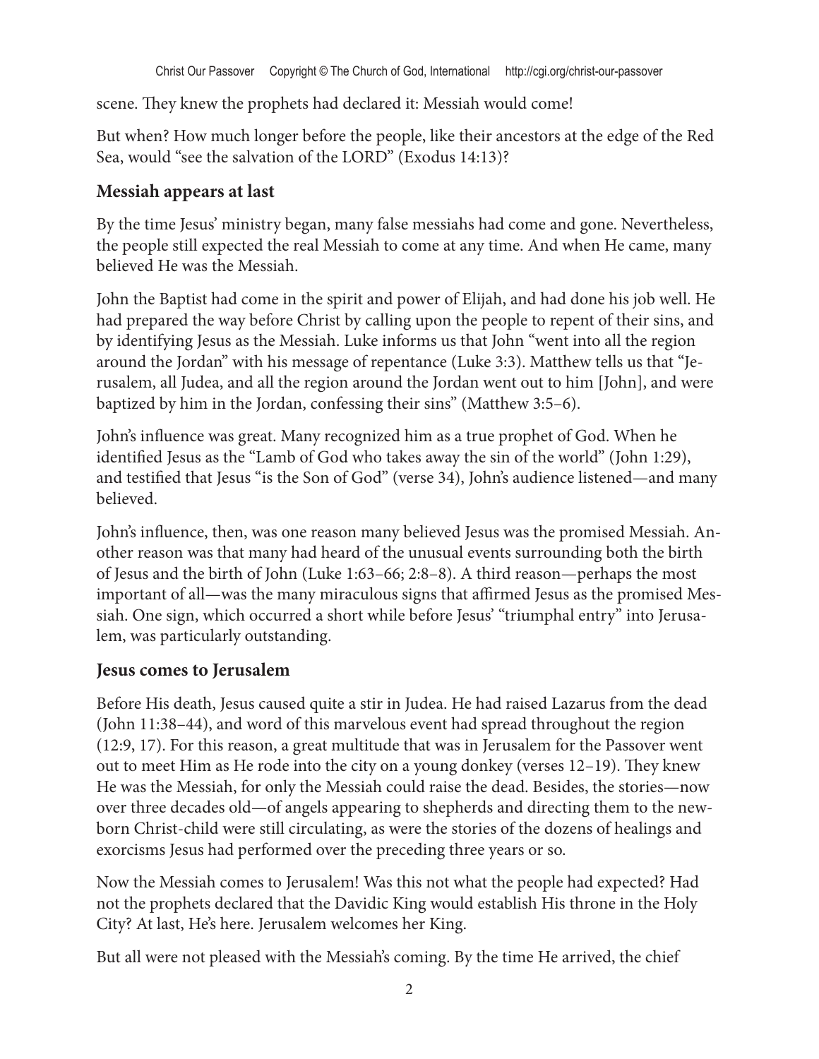scene. They knew the prophets had declared it: Messiah would come!

But when? How much longer before the people, like their ancestors at the edge of the Red Sea, would "see the salvation of the LORD" (Exodus 14:13)?

### Messiah appears at last

By the time Jesus' ministry began, many false messiahs had come and gone. Nevertheless, the people still expected the real Messiah to come at any time. And when He came, many believed He was the Messiah.

John the Baptist had come in the spirit and power of Elijah, and had done his job well. He had prepared the way before Christ by calling upon the people to repent of their sins, and by identifying Jesus as the Messiah. Luke informs us that John "went into all the region around the Jordan" with his message of repentance (Luke 3:3). Matthew tells us that "Jerusalem, all Judea, and all the region around the Jordan went out to him [John], and were baptized by him in the Jordan, confessing their sins" (Matthew 3:5–6).

John's influence was great. Many recognized him as a true prophet of God. When he identified Jesus as the "Lamb of God who takes away the sin of the world" (John 1:29), and testified that Jesus "is the Son of God" (verse 34), John's audience listened—and many believed.

John's influence, then, was one reason many believed Jesus was the promised Messiah. Another reason was that many had heard of the unusual events surrounding both the birth of Jesus and the birth of John (Luke 1:63–66; 2:8–8). A third reason—perhaps the most important of all—was the many miraculous signs that affirmed Jesus as the promised Messiah. One sign, which occurred a short while before Jesus' "triumphal entry" into Jerusalem, was particularly outstanding.

### Jesus comes to Jerusalem

Before His death, Jesus caused quite a stir in Judea. He had raised Lazarus from the dead (John 11:38–44), and word of this marvelous event had spread throughout the region (12:9, 17). For this reason, a great multitude that was in Jerusalem for the Passover went out to meet Him as He rode into the city on a young donkey (verses 12–19). They knew He was the Messiah, for only the Messiah could raise the dead. Besides, the stories—now over three decades old—of angels appearing to shepherds and directing them to the newborn Christ-child were still circulating, as were the stories of the dozens of healings and exorcisms Jesus had performed over the preceding three years or so.

Now the Messiah comes to Jerusalem! Was this not what the people had expected? Had not the prophets declared that the Davidic King would establish His throne in the Holy City? At last, He's here. Jerusalem welcomes her King.

But all were not pleased with the Messiah's coming. By the time He arrived, the chief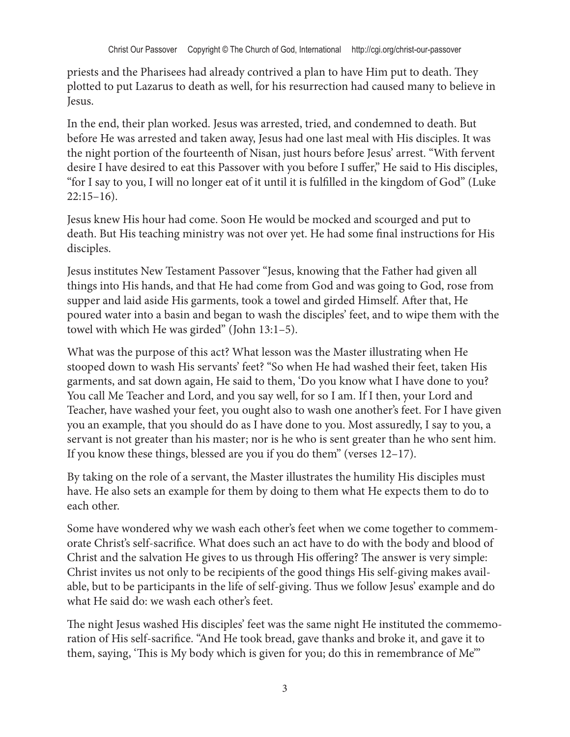priests and the Pharisees had already contrived a plan to have Him put to death. They plotted to put Lazarus to death as well, for his resurrection had caused many to believe in Jesus.

In the end, their plan worked. Jesus was arrested, tried, and condemned to death. But before He was arrested and taken away, Jesus had one last meal with His disciples. It was the night portion of the fourteenth of Nisan, just hours before Jesus' arrest. "With fervent desire I have desired to eat this Passover with you before I suffer," He said to His disciples, "for I say to you, I will no longer eat of it until it is fulfilled in the kingdom of God" (Luke 22:15–16).

Jesus knew His hour had come. Soon He would be mocked and scourged and put to death. But His teaching ministry was not over yet. He had some final instructions for His disciples.

Jesus institutes New Testament Passover "Jesus, knowing that the Father had given all things into His hands, and that He had come from God and was going to God, rose from supper and laid aside His garments, took a towel and girded Himself. After that, He poured water into a basin and began to wash the disciples' feet, and to wipe them with the towel with which He was girded" (John 13:1–5).

What was the purpose of this act? What lesson was the Master illustrating when He stooped down to wash His servants' feet? "So when He had washed their feet, taken His garments, and sat down again, He said to them, 'Do you know what I have done to you? You call Me Teacher and Lord, and you say well, for so I am. If I then, your Lord and Teacher, have washed your feet, you ought also to wash one another's feet. For I have given you an example, that you should do as I have done to you. Most assuredly, I say to you, a servant is not greater than his master; nor is he who is sent greater than he who sent him. If you know these things, blessed are you if you do them" (verses 12–17).

By taking on the role of a servant, the Master illustrates the humility His disciples must have. He also sets an example for them by doing to them what He expects them to do to each other.

Some have wondered why we wash each other's feet when we come together to commemorate Christ's self-sacrifice. What does such an act have to do with the body and blood of Christ and the salvation He gives to us through His offering? The answer is very simple: Christ invites us not only to be recipients of the good things His self-giving makes available, but to be participants in the life of self-giving. Thus we follow Jesus' example and do what He said do: we wash each other's feet.

The night Jesus washed His disciples' feet was the same night He instituted the commemoration of His self-sacrifice. "And He took bread, gave thanks and broke it, and gave it to them, saying, 'This is My body which is given for you; do this in remembrance of Me'"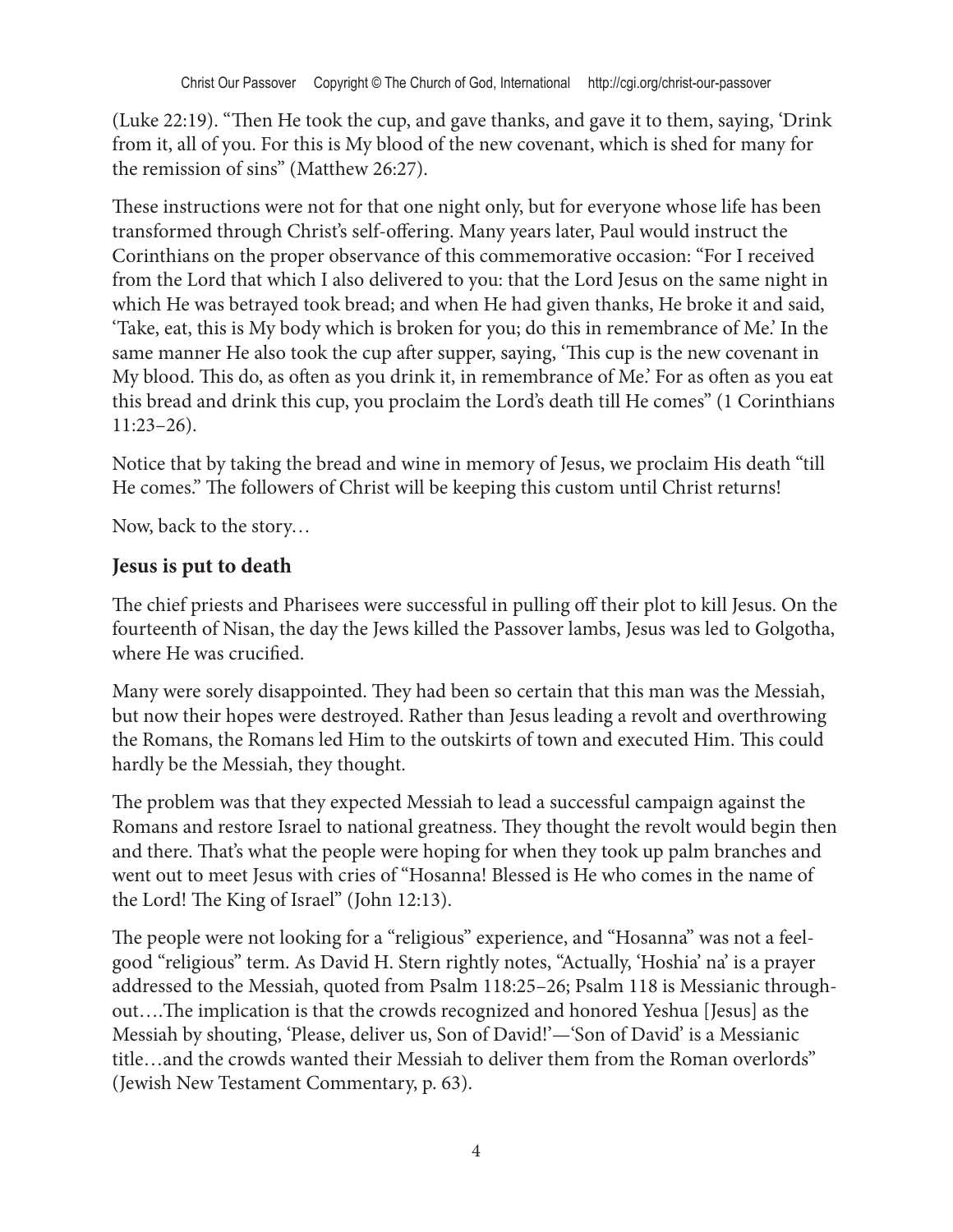(Luke 22:19). "Then He took the cup, and gave thanks, and gave it to them, saying, 'Drink from it, all of you. For this is My blood of the new covenant, which is shed for many for the remission of sins" (Matthew 26:27).

These instructions were not for that one night only, but for everyone whose life has been transformed through Christ's self-offering. Many years later, Paul would instruct the Corinthians on the proper observance of this commemorative occasion: "For I received from the Lord that which I also delivered to you: that the Lord Jesus on the same night in which He was betrayed took bread; and when He had given thanks, He broke it and said, 'Take, eat, this is My body which is broken for you; do this in remembrance of Me.' In the same manner He also took the cup after supper, saying, 'This cup is the new covenant in My blood. This do, as often as you drink it, in remembrance of Me.' For as often as you eat this bread and drink this cup, you proclaim the Lord's death till He comes" (1 Corinthians 11:23–26).

Notice that by taking the bread and wine in memory of Jesus, we proclaim His death "till He comes." The followers of Christ will be keeping this custom until Christ returns!

Now, back to the story…

## Jesus is put to death

The chief priests and Pharisees were successful in pulling off their plot to kill Jesus. On the fourteenth of Nisan, the day the Jews killed the Passover lambs, Jesus was led to Golgotha, where He was crucified.

Many were sorely disappointed. They had been so certain that this man was the Messiah, but now their hopes were destroyed. Rather than Jesus leading a revolt and overthrowing the Romans, the Romans led Him to the outskirts of town and executed Him. This could hardly be the Messiah, they thought.

The problem was that they expected Messiah to lead a successful campaign against the Romans and restore Israel to national greatness. They thought the revolt would begin then and there. That's what the people were hoping for when they took up palm branches and went out to meet Jesus with cries of "Hosanna! Blessed is He who comes in the name of the Lord! The King of Israel" (John 12:13).

The people were not looking for a "religious" experience, and "Hosanna" was not a feel-good "religious" term. As David H. Stern rightly notes, "Actually, 'Hoshia' na' is a prayer addressed to the Messiah, quoted from Psalm 118:25–26; Psalm 118 is Messianic throughout….The implication is that the crowds recognized and honored Yeshua [Jesus] as the Messiah by shouting, 'Please, deliver us, Son of David!'—'Son of David' is a Messianic title…and the crowds wanted their Messiah to deliver them from the Roman overlords" (Jewish New Testament Commentary, p. 63).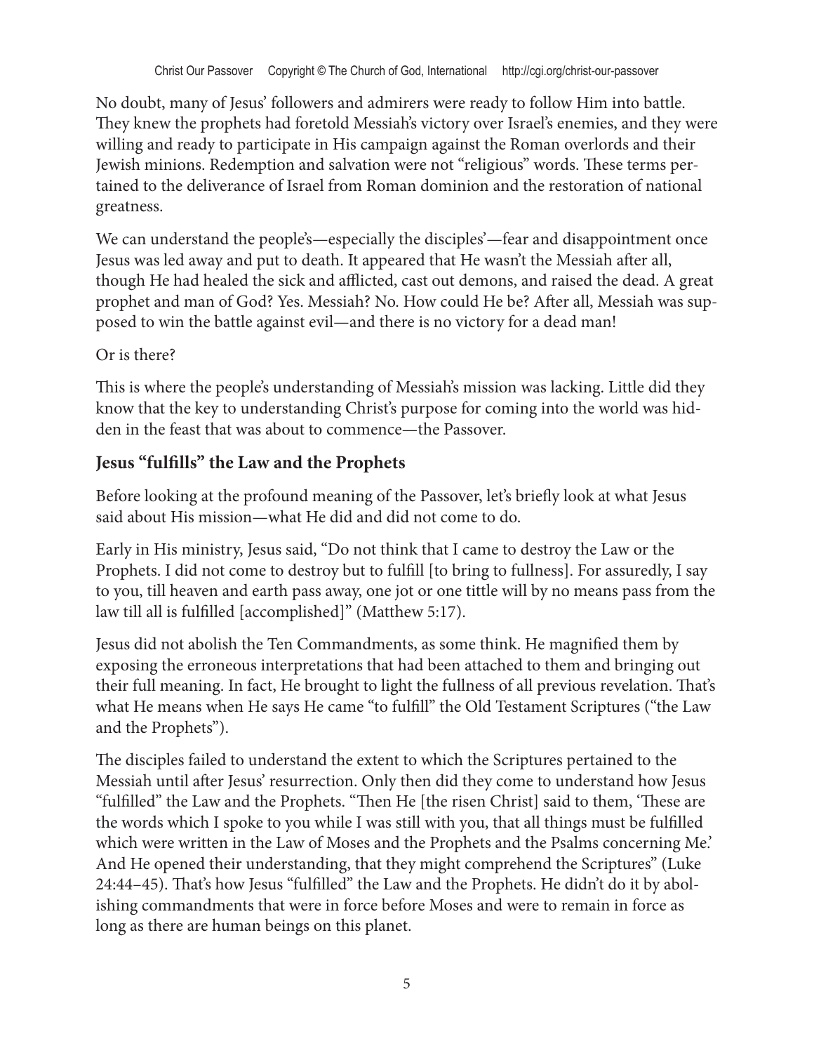No doubt, many of Jesus' followers and admirers were ready to follow Him into battle. They knew the prophets had foretold Messiah's victory over Israel's enemies, and they were willing and ready to participate in His campaign against the Roman overlords and their Jewish minions. Redemption and salvation were not "religious" words. These terms pertained to the deliverance of Israel from Roman dominion and the restoration of national greatness.

We can understand the people's—especially the disciples'—fear and disappointment once Jesus was led away and put to death. It appeared that He wasn't the Messiah after all, though He had healed the sick and afflicted, cast out demons, and raised the dead. A great prophet and man of God? Yes. Messiah? No. How could He be? After all, Messiah was supposed to win the battle against evil—and there is no victory for a dead man!

Or is there?

This is where the people's understanding of Messiah's mission was lacking. Little did they know that the key to understanding Christ's purpose for coming into the world was hidden in the feast that was about to commence—the Passover.

## Jesus "fulfills" the Law and the Prophets

Before looking at the profound meaning of the Passover, let's briefly look at what Jesus said about His mission—what He did and did not come to do.

Early in His ministry, Jesus said, "Do not think that I came to destroy the Law or the Prophets. I did not come to destroy but to fulfill [to bring to fullness]. For assuredly, I say to you, till heaven and earth pass away, one jot or one tittle will by no means pass from the law till all is fulfilled [accomplished]" (Matthew 5:17).

Jesus did not abolish the Ten Commandments, as some think. He magnified them by exposing the erroneous interpretations that had been attached to them and bringing out their full meaning. In fact, He brought to light the fullness of all previous revelation. That's what He means when He says He came "to fulfill" the Old Testament Scriptures ("the Law and the Prophets").

The disciples failed to understand the extent to which the Scriptures pertained to the Messiah until after Jesus' resurrection. Only then did they come to understand how Jesus "fulfilled" the Law and the Prophets. "Then He [the risen Christ] said to them, 'These are the words which I spoke to you while I was still with you, that all things must be fulfilled which were written in the Law of Moses and the Prophets and the Psalms concerning Me.' And He opened their understanding, that they might comprehend the Scriptures" (Luke 24:44–45). That's how Jesus "fulfilled" the Law and the Prophets. He didn't do it by abolishing commandments that were in force before Moses and were to remain in force as long as there are human beings on this planet.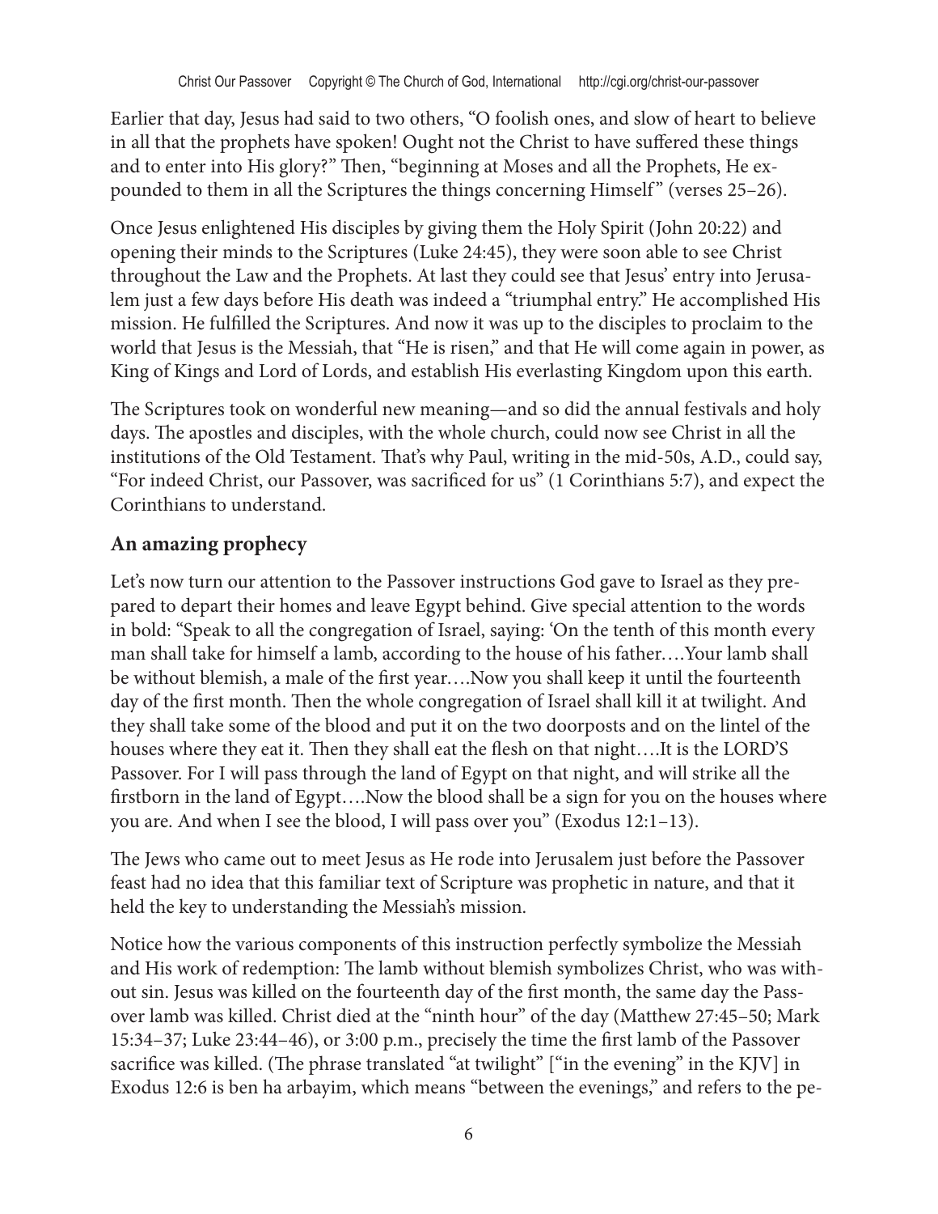Earlier that day, Jesus had said to two others, "O foolish ones, and slow of heart to believe in all that the prophets have spoken! Ought not the Christ to have suffered these things and to enter into His glory?" Then, "beginning at Moses and all the Prophets, He expounded to them in all the Scriptures the things concerning Himself" (verses 25–26).

Once Jesus enlightened His disciples by giving them the Holy Spirit (John 20:22) and opening their minds to the Scriptures (Luke 24:45), they were soon able to see Christ throughout the Law and the Prophets. At last they could see that Jesus' entry into Jerusalem just a few days before His death was indeed a "triumphal entry." He accomplished His mission. He fulfilled the Scriptures. And now it was up to the disciples to proclaim to the world that Jesus is the Messiah, that "He is risen," and that He will come again in power, as King of Kings and Lord of Lords, and establish His everlasting Kingdom upon this earth.

The Scriptures took on wonderful new meaning—and so did the annual festivals and holy days. The apostles and disciples, with the whole church, could now see Christ in all the institutions of the Old Testament. That's why Paul, writing in the mid-50s, A.D., could say, "For indeed Christ, our Passover, was sacrificed for us" (1 Corinthians 5:7), and expect the Corinthians to understand.

## An amazing prophecy

Let's now turn our attention to the Passover instructions God gave to Israel as they prepared to depart their homes and leave Egypt behind. Give special attention to the words in bold: "Speak to all the congregation of Israel, saying: 'On the tenth of this month every man shall take for himself a lamb, according to the house of his father….Your lamb shall be without blemish, a male of the first year….Now you shall keep it until the fourteenth day of the first month. Then the whole congregation of Israel shall kill it at twilight. And they shall take some of the blood and put it on the two doorposts and on the lintel of the houses where they eat it. Then they shall eat the flesh on that night….It is the LORD'S Passover. For I will pass through the land of Egypt on that night, and will strike all the firstborn in the land of Egypt….Now the blood shall be a sign for you on the houses where you are. And when I see the blood, I will pass over you" (Exodus 12:1–13).

The Jews who came out to meet Jesus as He rode into Jerusalem just before the Passover feast had no idea that this familiar text of Scripture was prophetic in nature, and that it held the key to understanding the Messiah's mission.

Notice how the various components of this instruction perfectly symbolize the Messiah and His work of redemption: The lamb without blemish symbolizes Christ, who was without sin. Jesus was killed on the fourteenth day of the first month, the same day the Passover lamb was killed. Christ died at the "ninth hour" of the day (Matthew 27:45–50; Mark 15:34–37; Luke 23:44–46), or 3:00 p.m., precisely the time the first lamb of the Passover sacrifice was killed. (The phrase translated "at twilight" ["in the evening" in the KJV] in Exodus 12:6 is ben ha arbayim, which means "between the evenings," and refers to the pe-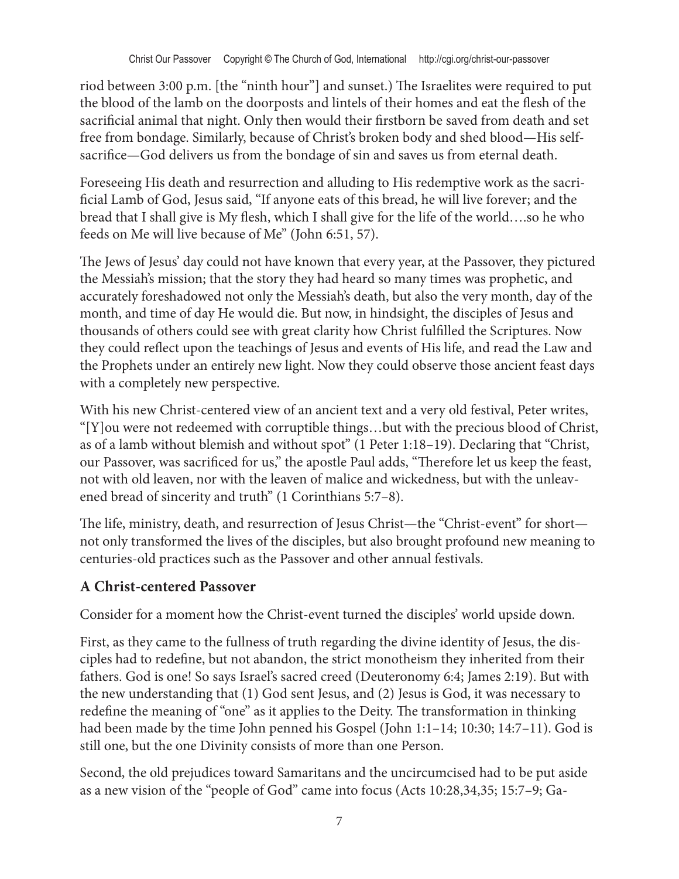riod between 3:00 p.m. [the "ninth hour"] and sunset.) The Israelites were required to put the blood of the lamb on the doorposts and lintels of their homes and eat the flesh of the sacrificial animal that night. Only then would their firstborn be saved from death and set free from bondage. Similarly, because of Christ's broken body and shed blood—His self-sacrifice—God delivers us from the bondage of sin and saves us from eternal death.

Foreseeing His death and resurrection and alluding to His redemptive work as the sacrificial Lamb of God, Jesus said, "If anyone eats of this bread, he will live forever; and the bread that I shall give is My flesh, which I shall give for the life of the world….so he who feeds on Me will live because of Me" (John 6:51, 57).

The Jews of Jesus' day could not have known that every year, at the Passover, they pictured the Messiah's mission; that the story they had heard so many times was prophetic, and accurately foreshadowed not only the Messiah's death, but also the very month, day of the month, and time of day He would die. But now, in hindsight, the disciples of Jesus and thousands of others could see with great clarity how Christ fulfilled the Scriptures. Now they could reflect upon the teachings of Jesus and events of His life, and read the Law and the Prophets under an entirely new light. Now they could observe those ancient feast days with a completely new perspective.

With his new Christ-centered view of an ancient text and a very old festival, Peter writes, "[Y]ou were not redeemed with corruptible things…but with the precious blood of Christ, as of a lamb without blemish and without spot" (1 Peter 1:18–19). Declaring that "Christ, our Passover, was sacrificed for us," the apostle Paul adds, "Therefore let us keep the feast, not with old leaven, nor with the leaven of malice and wickedness, but with the unleavened bread of sincerity and truth" (1 Corinthians 5:7–8).

The life, ministry, death, and resurrection of Jesus Christ—the "Christ-event" for short—not only transformed the lives of the disciples, but also brought profound new meaning to centuries-old practices such as the Passover and other annual festivals.

## A Christ-centered Passover

Consider for a moment how the Christ-event turned the disciples' world upside down.

First, as they came to the fullness of truth regarding the divine identity of Jesus, the disciples had to redefine, but not abandon, the strict monotheism they inherited from their fathers. God is one! So says Israel's sacred creed (Deuteronomy 6:4; James 2:19). But with the new understanding that (1) God sent Jesus, and (2) Jesus is God, it was necessary to redefine the meaning of "one" as it applies to the Deity. The transformation in thinking had been made by the time John penned his Gospel (John 1:1–14; 10:30; 14:7–11). God is still one, but the one Divinity consists of more than one Person.

Second, the old prejudices toward Samaritans and the uncircumcised had to be put aside as a new vision of the "people of God" came into focus (Acts 10:28,34,35; 15:7–9; Ga-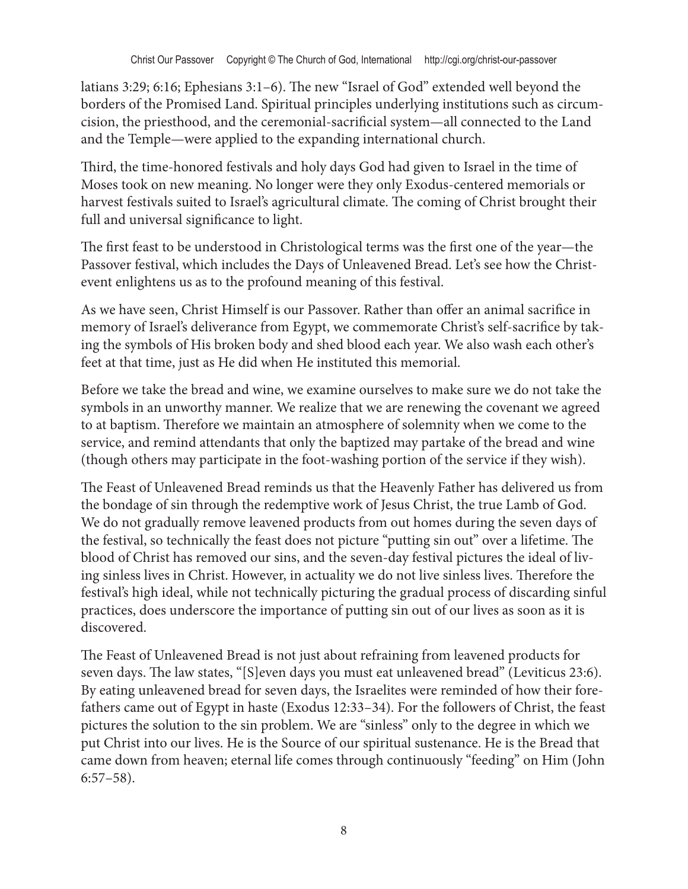latians 3:29; 6:16; Ephesians 3:1–6). The new "Israel of God" extended well beyond the borders of the Promised Land. Spiritual principles underlying institutions such as circumcision, the priesthood, and the ceremonial-sacrificial system—all connected to the Land and the Temple—were applied to the expanding international church.

Third, the time-honored festivals and holy days God had given to Israel in the time of Moses took on new meaning. No longer were they only Exodus-centered memorials or harvest festivals suited to Israel's agricultural climate. The coming of Christ brought their full and universal significance to light.

The first feast to be understood in Christological terms was the first one of the year—the Passover festival, which includes the Days of Unleavened Bread. Let's see how the Christ-event enlightens us as to the profound meaning of this festival.

As we have seen, Christ Himself is our Passover. Rather than offer an animal sacrifice in memory of Israel's deliverance from Egypt, we commemorate Christ's self-sacrifice by taking the symbols of His broken body and shed blood each year. We also wash each other's feet at that time, just as He did when He instituted this memorial.

Before we take the bread and wine, we examine ourselves to make sure we do not take the symbols in an unworthy manner. We realize that we are renewing the covenant we agreed to at baptism. Therefore we maintain an atmosphere of solemnity when we come to the service, and remind attendants that only the baptized may partake of the bread and wine (though others may participate in the foot-washing portion of the service if they wish).

The Feast of Unleavened Bread reminds us that the Heavenly Father has delivered us from the bondage of sin through the redemptive work of Jesus Christ, the true Lamb of God. We do not gradually remove leavened products from out homes during the seven days of the festival, so technically the feast does not picture "putting sin out" over a lifetime. The blood of Christ has removed our sins, and the seven-day festival pictures the ideal of living sinless lives in Christ. However, in actuality we do not live sinless lives. Therefore the festival's high ideal, while not technically picturing the gradual process of discarding sinful practices, does underscore the importance of putting sin out of our lives as soon as it is discovered.

The Feast of Unleavened Bread is not just about refraining from leavened products for seven days. The law states, "[S]even days you must eat unleavened bread" (Leviticus 23:6). By eating unleavened bread for seven days, the Israelites were reminded of how their forefathers came out of Egypt in haste (Exodus 12:33–34). For the followers of Christ, the feast pictures the solution to the sin problem. We are "sinless" only to the degree in which we put Christ into our lives. He is the Source of our spiritual sustenance. He is the Bread that came down from heaven; eternal life comes through continuously "feeding" on Him (John 6:57–58).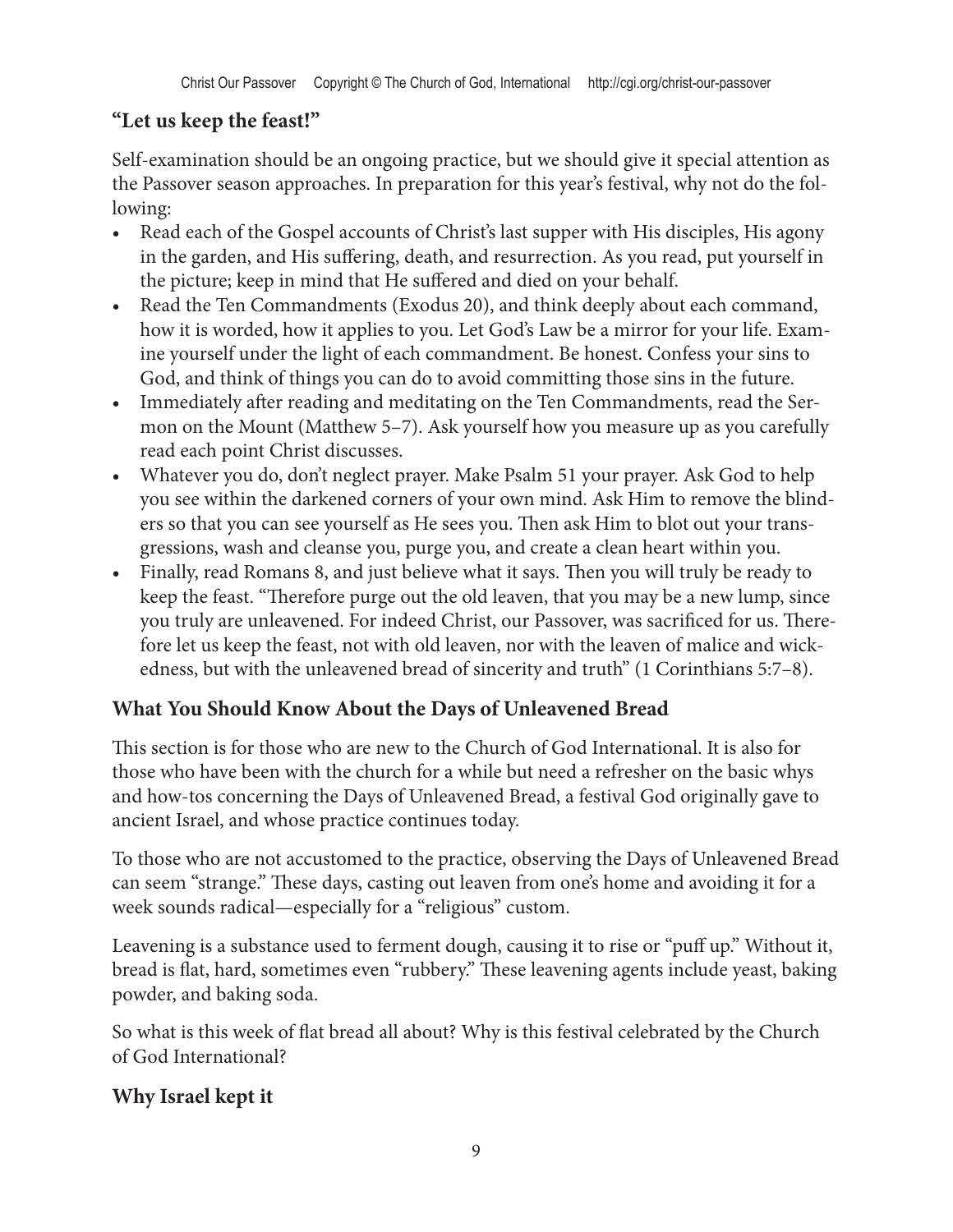### "Let us keep the feast!"

Self-examination should be an ongoing practice, but we should give it special attention as the Passover season approaches. In preparation for this year's festival, why not do the following:

- Read each of the Gospel accounts of Christ's last supper with His disciples, His agony in the garden, and His suffering, death, and resurrection. As you read, put yourself in the picture; keep in mind that He suffered and died on your behalf.
- Read the Ten Commandments (Exodus 20), and think deeply about each command, how it is worded, how it applies to you. Let God's Law be a mirror for your life. Examine yourself under the light of each commandment. Be honest. Confess your sins to God, and think of things you can do to avoid committing those sins in the future.
- Immediately after reading and meditating on the Ten Commandments, read the Sermon on the Mount (Matthew 5–7). Ask yourself how you measure up as you carefully read each point Christ discusses.
- Whatever you do, don't neglect prayer. Make Psalm 51 your prayer. Ask God to help you see within the darkened corners of your own mind. Ask Him to remove the blinders so that you can see yourself as He sees you. Then ask Him to blot out your transgressions, wash and cleanse you, purge you, and create a clean heart within you.
- Finally, read Romans 8, and just believe what it says. Then you will truly be ready to keep the feast. "Therefore purge out the old leaven, that you may be a new lump, since you truly are unleavened. For indeed Christ, our Passover, was sacrificed for us. Therefore let us keep the feast, not with old leaven, nor with the leaven of malice and wickedness, but with the unleavened bread of sincerity and truth" (1 Corinthians 5:7–8).

## What You Should Know About the Days of Unleavened Bread

This section is for those who are new to the Church of God International. It is also for those who have been with the church for a while but need a refresher on the basic whys and how-tos concerning the Days of Unleavened Bread, a festival God originally gave to ancient Israel, and whose practice continues today.

To those who are not accustomed to the practice, observing the Days of Unleavened Bread can seem "strange." These days, casting out leaven from one's home and avoiding it for a week sounds radical—especially for a "religious" custom.

Leavening is a substance used to ferment dough, causing it to rise or "puff up." Without it, bread is flat, hard, sometimes even "rubbery." These leavening agents include yeast, baking powder, and baking soda.

So what is this week of flat bread all about? Why is this festival celebrated by the Church of God International?

### Why Israel kept it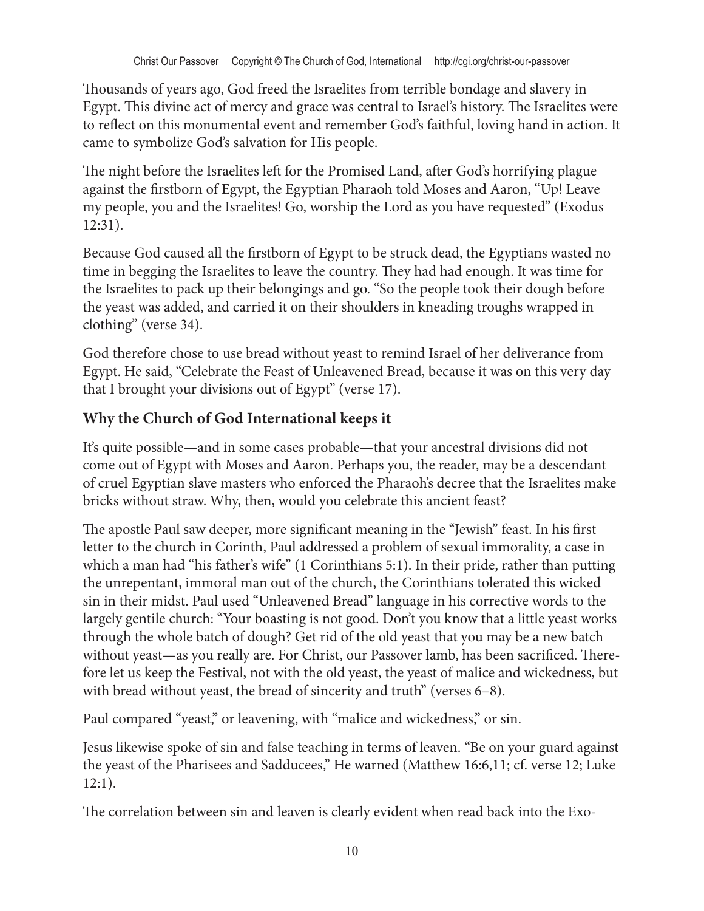Thousands of years ago, God freed the Israelites from terrible bondage and slavery in Egypt. This divine act of mercy and grace was central to Israel's history. The Israelites were to reflect on this monumental event and remember God's faithful, loving hand in action. It came to symbolize God's salvation for His people.

The night before the Israelites left for the Promised Land, after God's horrifying plague against the firstborn of Egypt, the Egyptian Pharaoh told Moses and Aaron, "Up! Leave my people, you and the Israelites! Go, worship the Lord as you have requested" (Exodus 12:31).

Because God caused all the firstborn of Egypt to be struck dead, the Egyptians wasted no time in begging the Israelites to leave the country. They had had enough. It was time for the Israelites to pack up their belongings and go. "So the people took their dough before the yeast was added, and carried it on their shoulders in kneading troughs wrapped in clothing" (verse 34).

God therefore chose to use bread without yeast to remind Israel of her deliverance from Egypt. He said, "Celebrate the Feast of Unleavened Bread, because it was on this very day that I brought your divisions out of Egypt" (verse 17).

## Why the Church of God International keeps it

It's quite possible—and in some cases probable—that your ancestral divisions did not come out of Egypt with Moses and Aaron. Perhaps you, the reader, may be a descendant of cruel Egyptian slave masters who enforced the Pharaoh's decree that the Israelites make bricks without straw. Why, then, would you celebrate this ancient feast?

The apostle Paul saw deeper, more significant meaning in the "Jewish" feast. In his first letter to the church in Corinth, Paul addressed a problem of sexual immorality, a case in which a man had "his father's wife" (1 Corinthians 5:1). In their pride, rather than putting the unrepentant, immoral man out of the church, the Corinthians tolerated this wicked sin in their midst. Paul used "Unleavened Bread" language in his corrective words to the largely gentile church: "Your boasting is not good. Don't you know that a little yeast works through the whole batch of dough? Get rid of the old yeast that you may be a new batch without yeast—as you really are. For Christ, our Passover lamb, has been sacrificed. Therefore let us keep the Festival, not with the old yeast, the yeast of malice and wickedness, but with bread without yeast, the bread of sincerity and truth" (verses 6–8).

Paul compared "yeast," or leavening, with "malice and wickedness," or sin.

Jesus likewise spoke of sin and false teaching in terms of leaven. "Be on your guard against the yeast of the Pharisees and Sadducees," He warned (Matthew 16:6,11; cf. verse 12; Luke 12:1).

The correlation between sin and leaven is clearly evident when read back into the Exo-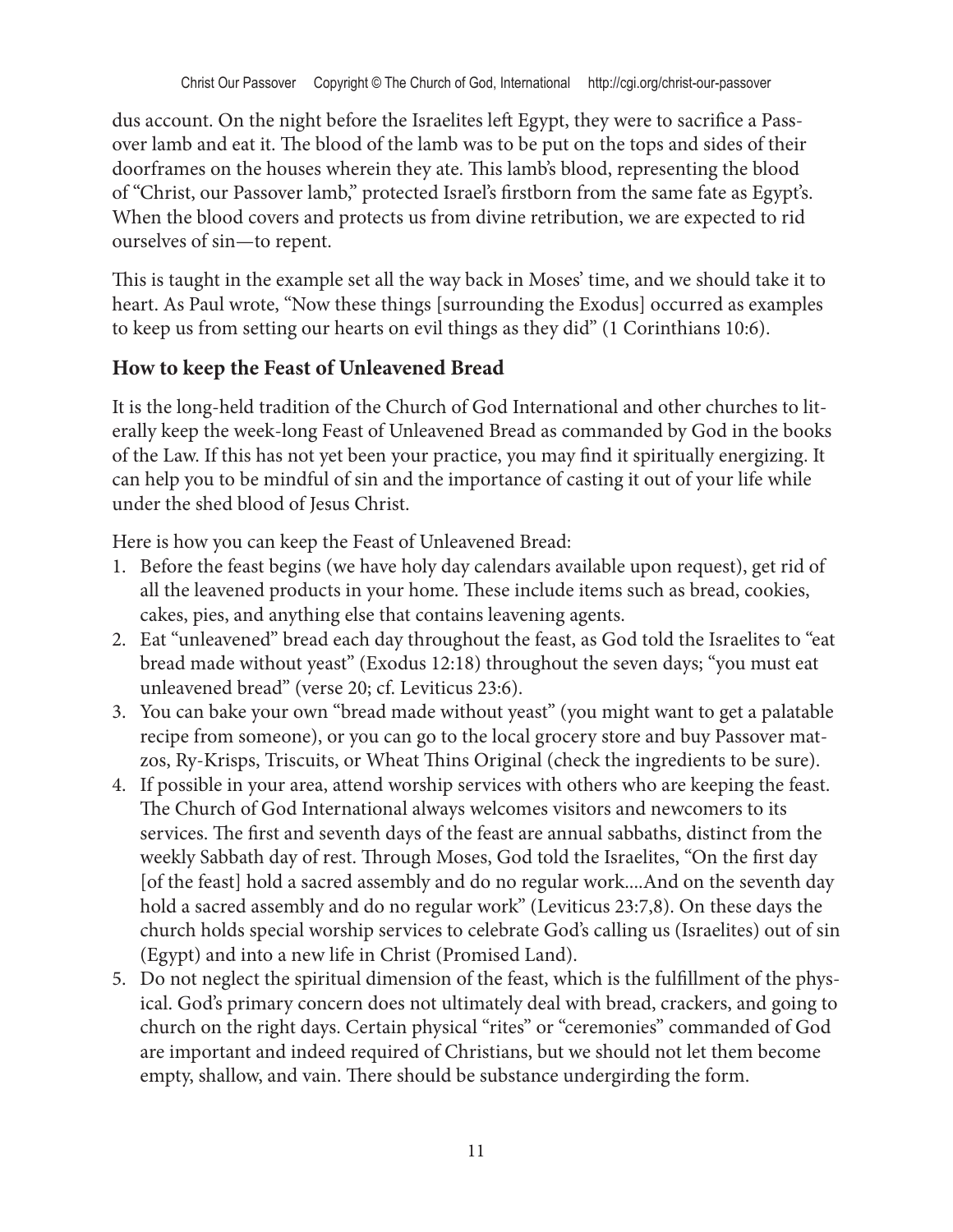dus account. On the night before the Israelites left Egypt, they were to sacrifice a Passover lamb and eat it. The blood of the lamb was to be put on the tops and sides of their doorframes on the houses wherein they ate. This lamb's blood, representing the blood of "Christ, our Passover lamb," protected Israel's firstborn from the same fate as Egypt's. When the blood covers and protects us from divine retribution, we are expected to rid ourselves of sin—to repent.

This is taught in the example set all the way back in Moses' time, and we should take it to heart. As Paul wrote, "Now these things [surrounding the Exodus] occurred as examples to keep us from setting our hearts on evil things as they did" (1 Corinthians 10:6).

### How to keep the Feast of Unleavened Bread

It is the long-held tradition of the Church of God International and other churches to literally keep the week-long Feast of Unleavened Bread as commanded by God in the books of the Law. If this has not yet been your practice, you may find it spiritually energizing. It can help you to be mindful of sin and the importance of casting it out of your life while under the shed blood of Jesus Christ.

Here is how you can keep the Feast of Unleavened Bread:

1. Before the feast begins (we have holy day calendars available upon request), get rid of all the leavened products in your home. These include items such as bread, cookies, cakes, pies, and anything else that contains leavening agents.
2. Eat "unleavened" bread each day throughout the feast, as God told the Israelites to "eat bread made without yeast" (Exodus 12:18) throughout the seven days; "you must eat unleavened bread" (verse 20; cf. Leviticus 23:6).
3. You can bake your own "bread made without yeast" (you might want to get a palatable recipe from someone), or you can go to the local grocery store and buy Passover matzos, Ry-Krisps, Triscuits, or Wheat Thins Original (check the ingredients to be sure).
4. If possible in your area, attend worship services with others who are keeping the feast. The Church of God International always welcomes visitors and newcomers to its services. The first and seventh days of the feast are annual sabbaths, distinct from the weekly Sabbath day of rest. Through Moses, God told the Israelites, "On the first day [of the feast] hold a sacred assembly and do no regular work....And on the seventh day hold a sacred assembly and do no regular work" (Leviticus 23:7,8). On these days the church holds special worship services to celebrate God's calling us (Israelites) out of sin (Egypt) and into a new life in Christ (Promised Land).
5. Do not neglect the spiritual dimension of the feast, which is the fulfillment of the physical. God's primary concern does not ultimately deal with bread, crackers, and going to church on the right days. Certain physical "rites" or "ceremonies" commanded of God are important and indeed required of Christians, but we should not let them become empty, shallow, and vain. There should be substance undergirding the form.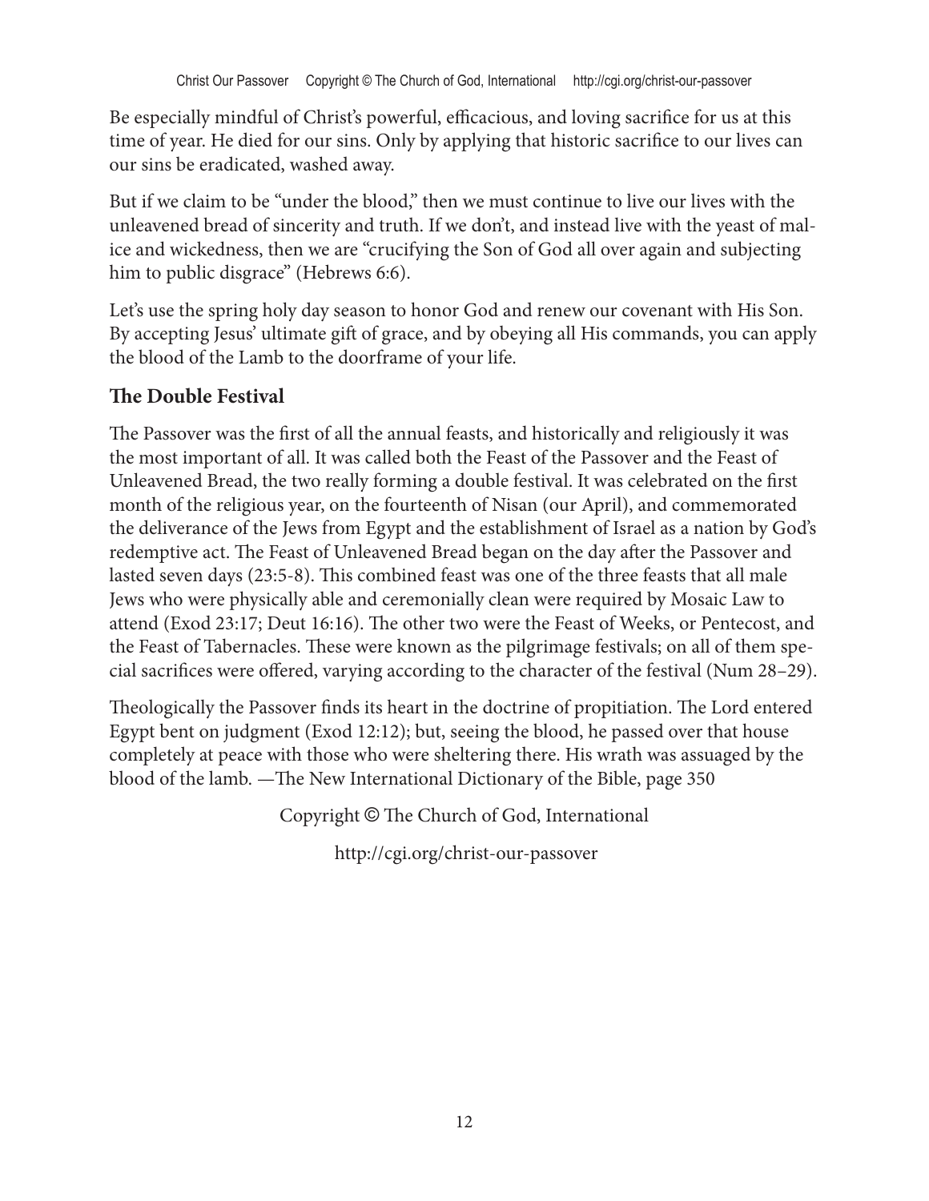Be especially mindful of Christ's powerful, efficacious, and loving sacrifice for us at this time of year. He died for our sins. Only by applying that historic sacrifice to our lives can our sins be eradicated, washed away.

But if we claim to be "under the blood," then we must continue to live our lives with the unleavened bread of sincerity and truth. If we don't, and instead live with the yeast of malice and wickedness, then we are "crucifying the Son of God all over again and subjecting him to public disgrace" (Hebrews 6:6).

Let's use the spring holy day season to honor God and renew our covenant with His Son. By accepting Jesus' ultimate gift of grace, and by obeying all His commands, you can apply the blood of the Lamb to the doorframe of your life.

## The Double Festival

The Passover was the first of all the annual feasts, and historically and religiously it was the most important of all. It was called both the Feast of the Passover and the Feast of Unleavened Bread, the two really forming a double festival. It was celebrated on the first month of the religious year, on the fourteenth of Nisan (our April), and commemorated the deliverance of the Jews from Egypt and the establishment of Israel as a nation by God's redemptive act. The Feast of Unleavened Bread began on the day after the Passover and lasted seven days (23:5-8). This combined feast was one of the three feasts that all male Jews who were physically able and ceremonially clean were required by Mosaic Law to attend (Exod 23:17; Deut 16:16). The other two were the Feast of Weeks, or Pentecost, and the Feast of Tabernacles. These were known as the pilgrimage festivals; on all of them special sacrifices were offered, varying according to the character of the festival (Num 28–29).

Theologically the Passover finds its heart in the doctrine of propitiation. The Lord entered Egypt bent on judgment (Exod 12:12); but, seeing the blood, he passed over that house completely at peace with those who were sheltering there. His wrath was assuaged by the blood of the lamb. —The New International Dictionary of the Bible, page 350

Copyright © The Church of God, International

http://cgi.org/christ-our-passover